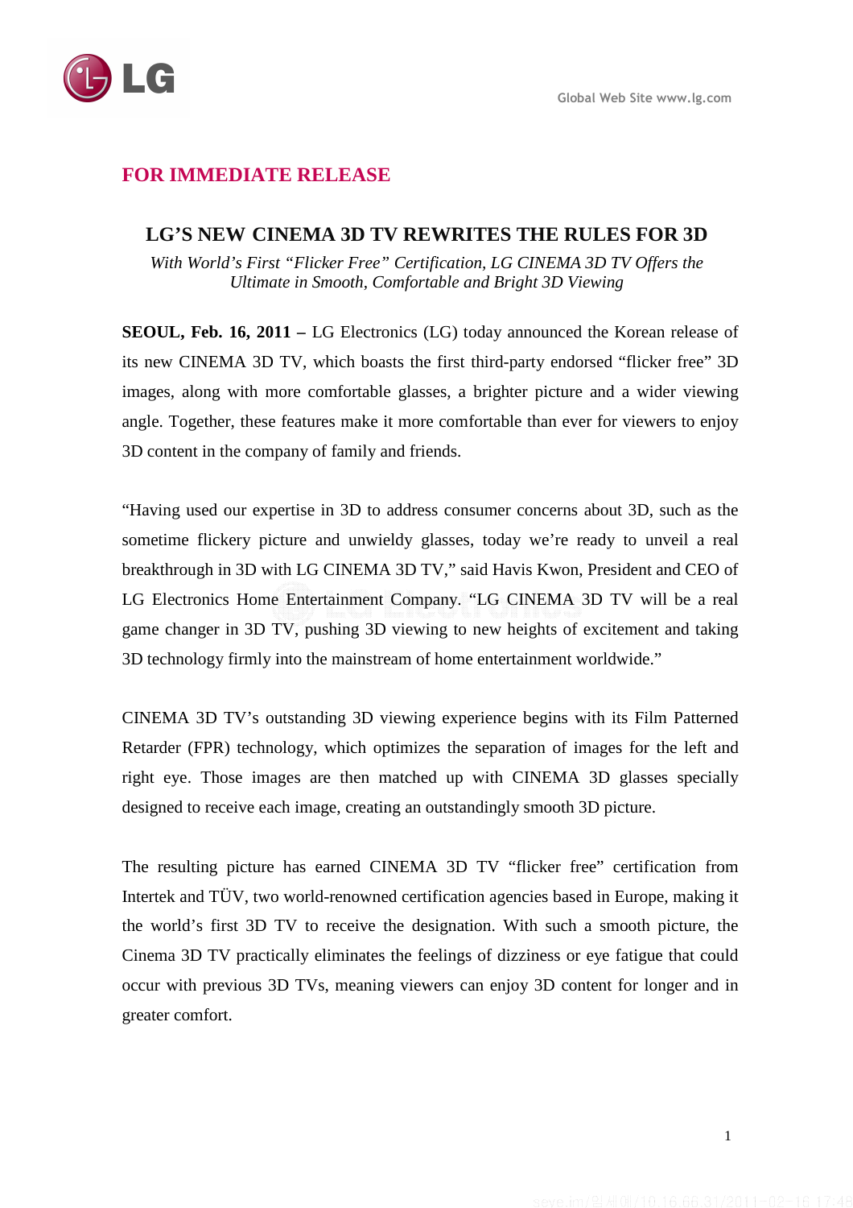Global Web Site www.lg.com

**FOR IMMEDIATE RELEASE**

# LG'S NEW CINEMA 3D TV REWRITES THE RULES FOR 3D

*With World's First "Flicker Free" Certification, LG CINEMA 3D TV Offers the Ultimate in Smooth, Comfortable and Bright 3D Viewing*

**SEOUL, Feb. 16, 2011 –** LG Electronics (LG) today announced the Korean release of its new CINEMA 3D TV, which boasts the first third-party endorsed "flicker free" 3D images, along with more comfortable glasses, a brighter picture and a wider viewing angle. Together, these features make it more comfortable than ever for viewers to enjoy 3D content in the company of family and friends.

"Having used our expertise in 3D to address consumer concerns about 3D, such as the sometime flickery picture and unwieldy glasses, today we're ready to unveil a real breakthrough in 3D with LG CINEMA 3D TV," said Havis Kwon, President and CEO of LG Electronics Home Entertainment Company. "LG CINEMA 3D TV will be a real game changer in 3D TV, pushing 3D viewing to new heights of excitement and taking 3D technology firmly into the mainstream of home entertainment worldwide."

CINEMA 3D TV's outstanding 3D viewing experience begins with its Film Patterned Retarder (FPR) technology, which optimizes the separation of images for the left and right eye. Those images are then matched up with CINEMA 3D glasses specially designed to receive each image, creating an outstandingly smooth 3D picture.

The resulting picture has earned CINEMA 3D TV "flicker free" certification from Intertek and TÜV, two world-renowned certification agencies based in Europe, making it the world's first 3D TV to receive the designation. With such a smooth picture, the Cinema 3D TV practically eliminates the feelings of dizziness or eye fatigue that could occur with previous 3D TVs, meaning viewers can enjoy 3D content for longer and in greater comfort.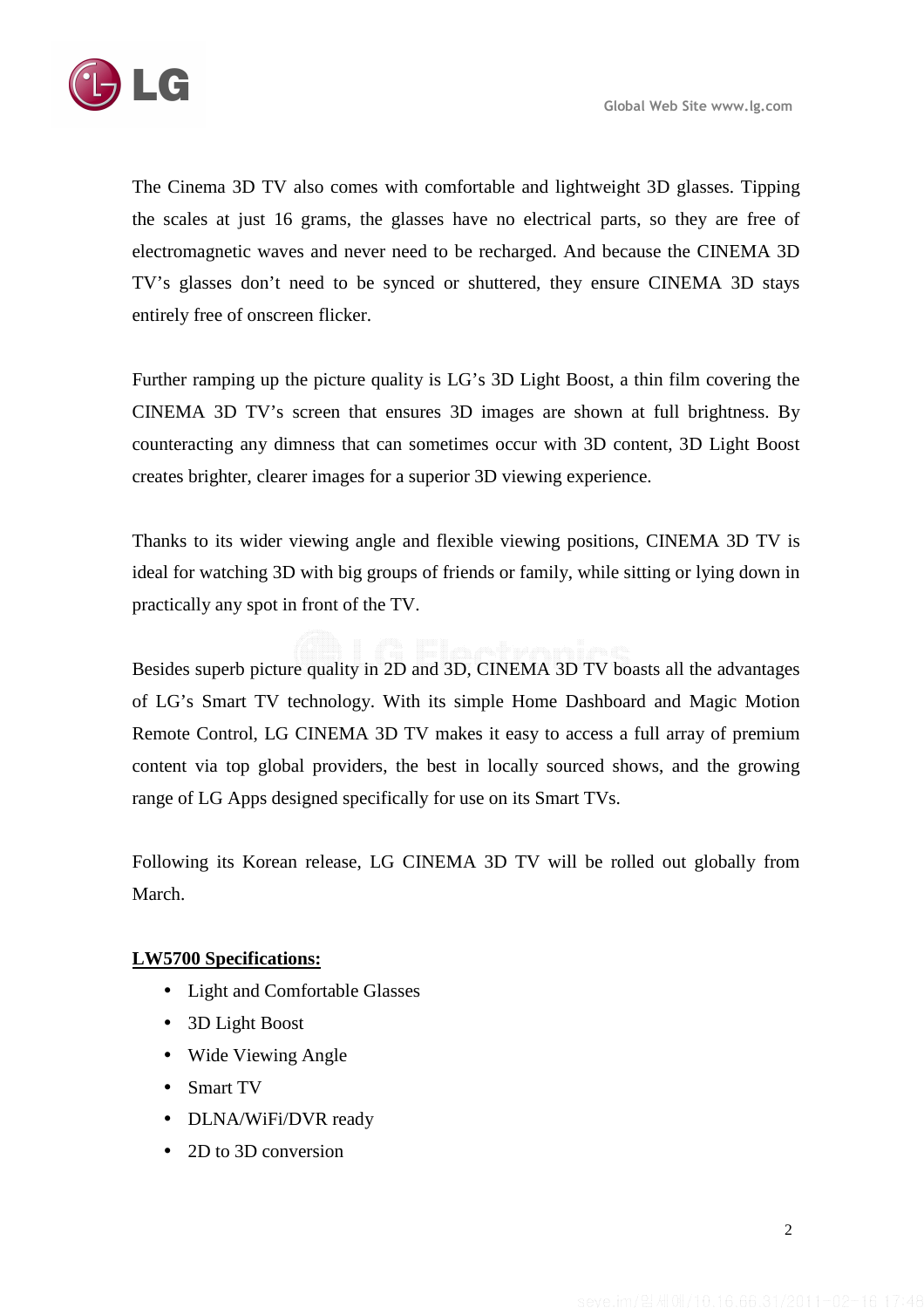The Cinema 3D TV also comes with comfortable and lightweight 3D glasses. Tipping the scales at just 16 grams, the glasses have no electrical parts, so they are free of electromagnetic waves and never need to be recharged. And because the CINEMA 3D TV's glasses don't need to be synced or shuttered, they ensure CINEMA 3D stays entirely free of onscreen flicker.

Further ramping up the picture quality is LG's 3D Light Boost, a thin film covering the CINEMA 3D TV's screen that ensures 3D images are shown at full brightness. By counteracting any dimness that can sometimes occur with 3D content, 3D Light Boost creates brighter, clearer images for a superior 3D viewing experience.

Thanks to its wider viewing angle and flexible viewing positions, CINEMA 3D TV is ideal for watching 3D with big groups of friends or family, while sitting or lying down in practically any spot in front of the TV.

Besides superb picture quality in 2D and 3D, CINEMA 3D TV boasts all the advantages of LG's Smart TV technology. With its simple Home Dashboard and Magic Motion Remote Control, LG CINEMA 3D TV makes it easy to access a full array of premium content via top global providers, the best in locally sourced shows, and the growing range of LG Apps designed specifically for use on its Smart TVs.

Following its Korean release, LG CINEMA 3D TV will be rolled out globally from March.

**LW5700 Specifications:**

- Light and Comfortable Glasses
- 3D Light Boost
- Wide Viewing Angle
- Smart TV
- DLNA/WiFi/DVR ready
- 2D to 3D conversion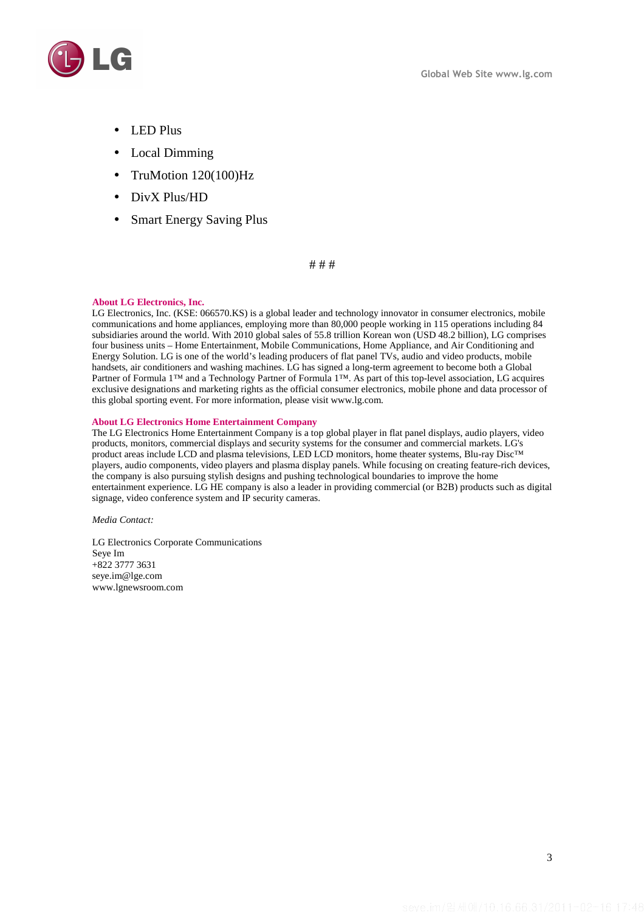- LED Plus
- Local Dimming
- TruMotion 120(100)Hz
- DivX Plus/HD
- Smart Energy Saving Plus

# # #

**About LG Electronics, Inc.**

LG Electronics, Inc. (KSE: 066570.KS) is a global leader and technology innovator in consumer electronics, mobile communications and home appliances, employing more than 80,000 people working in 115 operations including 84 subsidiaries around the world. With 2010 global sales of 55.8 trillion Korean won (USD 48.2 billion), LG comprises four business units – Home Entertainment, Mobile Communications, Home Appliance, and Air Conditioning and Energy Solution. LG is one of the world's leading producers of flat panel TVs, audio and video products, mobile handsets, air conditioners and washing machines. LG has signed a long-term agreement to become both a Global Partner of Formula 1™ and a Technology Partner of Formula 1™. As part of this top-level association, LG acquires exclusive designations and marketing rights as the official consumer electronics, mobile phone and data processor of this global sporting event. For more information, please visit www.lg.com.

**About LG Electronics Home Entertainment Company**

The LG Electronics Home Entertainment Company is a top global player in flat panel displays, audio players, video products, monitors, commercial displays and security systems for the consumer and commercial markets. LG's product areas include LCD and plasma televisions, LED LCD monitors, home theater systems, Blu-ray Disc™ players, audio components, video players and plasma display panels. While focusing on creating feature-rich devices, the company is also pursuing stylish designs and pushing technological boundaries to improve the home entertainment experience. LG HE company is also a leader in providing commercial (or B2B) products such as digital signage, video conference system and IP security cameras.

*Media Contact:*

LG Electronics Corporate Communications
Seye Im
+822 3777 3631
seye.im@lge.com
www.lgnewsroom.com